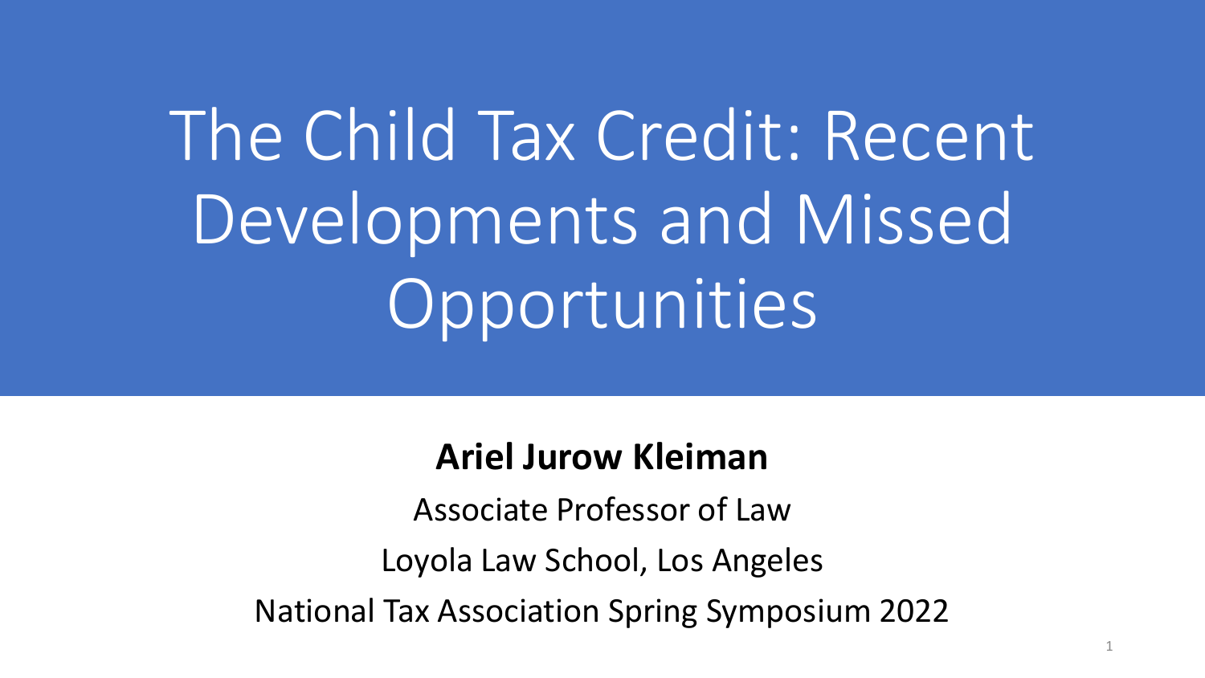# The Child Tax Credit: Recent Developments and Missed Opportunities

**Ariel Jurow Kleiman**

Associate Professor of Law

Loyola Law School, Los Angeles

National Tax Association Spring Symposium 2022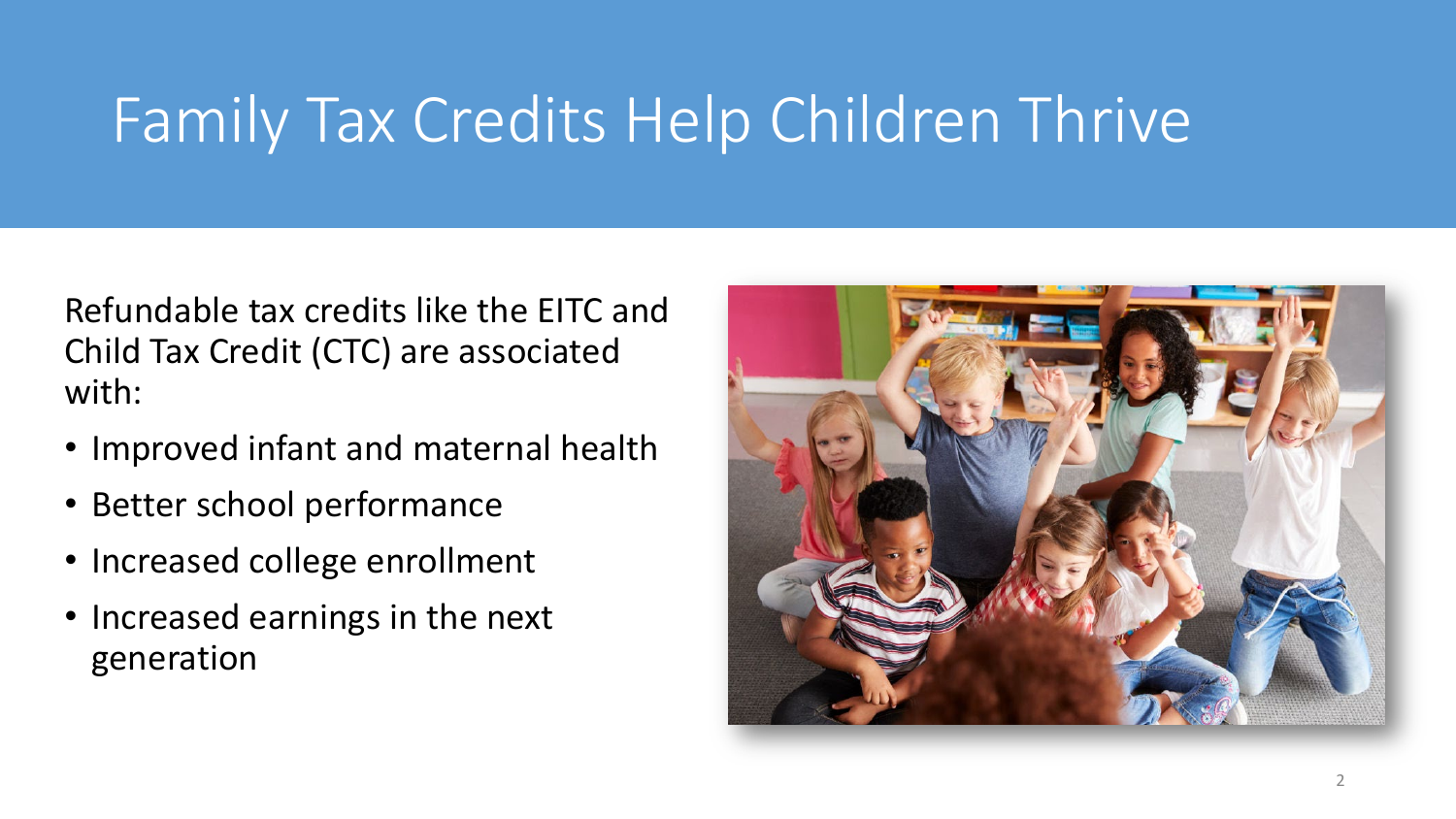# Family Tax Credits Help Children Thrive

Refundable tax credits like the EITC and Child Tax Credit (CTC) are associated with:

- Improved infant and maternal health
- Better school performance
- Increased college enrollment
- Increased earnings in the next generation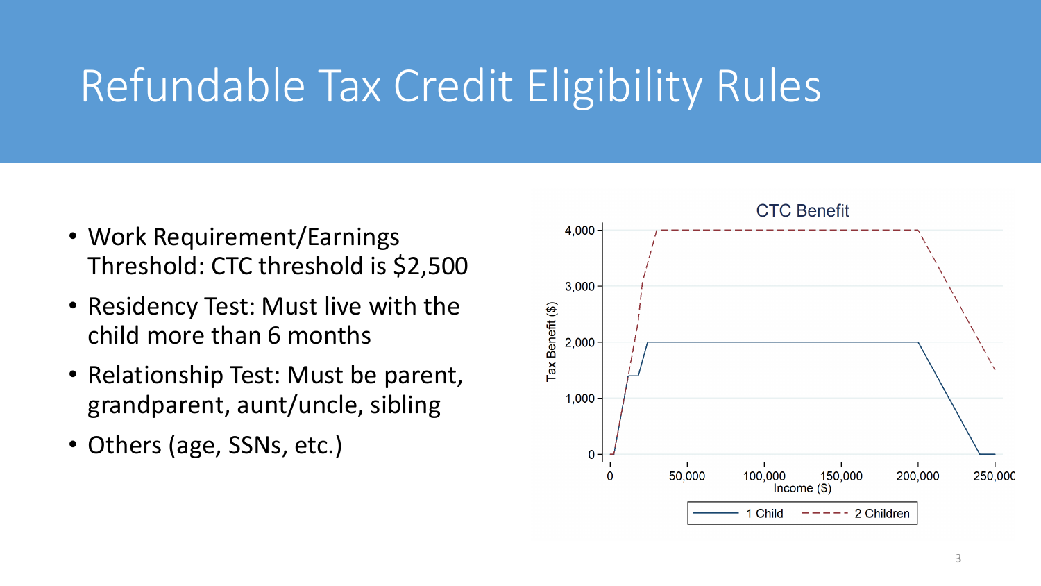# Refundable Tax Credit Eligibility Rules

- Work Requirement/Earnings Threshold: CTC threshold is $2,500
- Residency Test: Must live with the child more than 6 months
- Relationship Test: Must be parent, grandparent, aunt/uncle, sibling
- Others (age, SSNs, etc.)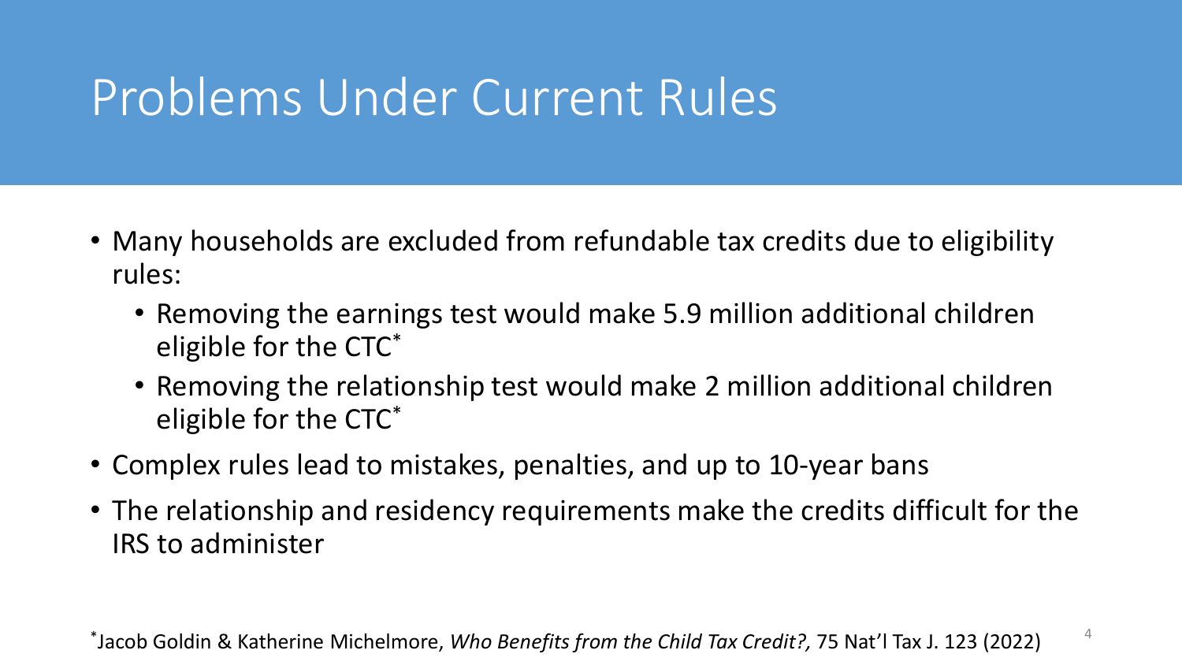# Problems Under Current Rules

- Many households are excluded from refundable tax credits due to eligibility rules:
  - Removing the earnings test would make 5.9 million additional children eligible for the CTC*
  - Removing the relationship test would make 2 million additional children eligible for the CTC*
- Complex rules lead to mistakes, penalties, and up to 10-year bans
- The relationship and residency requirements make the credits difficult for the IRS to administer

*Jacob Goldin & Katherine Michelmore, *Who Benefits from the Child Tax Credit?,* 75 Nat'l Tax J. 123 (2022)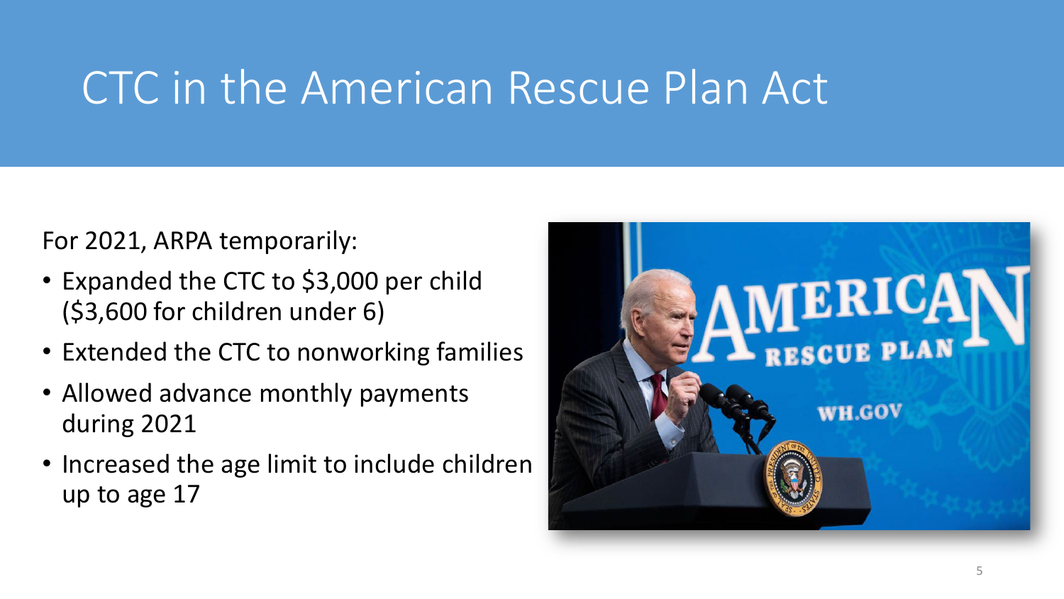# CTC in the American Rescue Plan Act

For 2021, ARPA temporarily:

- Expanded the CTC to $3,000 per child ($3,600 for children under 6)
- Extended the CTC to nonworking families
- Allowed advance monthly payments during 2021
- Increased the age limit to include children up to age 17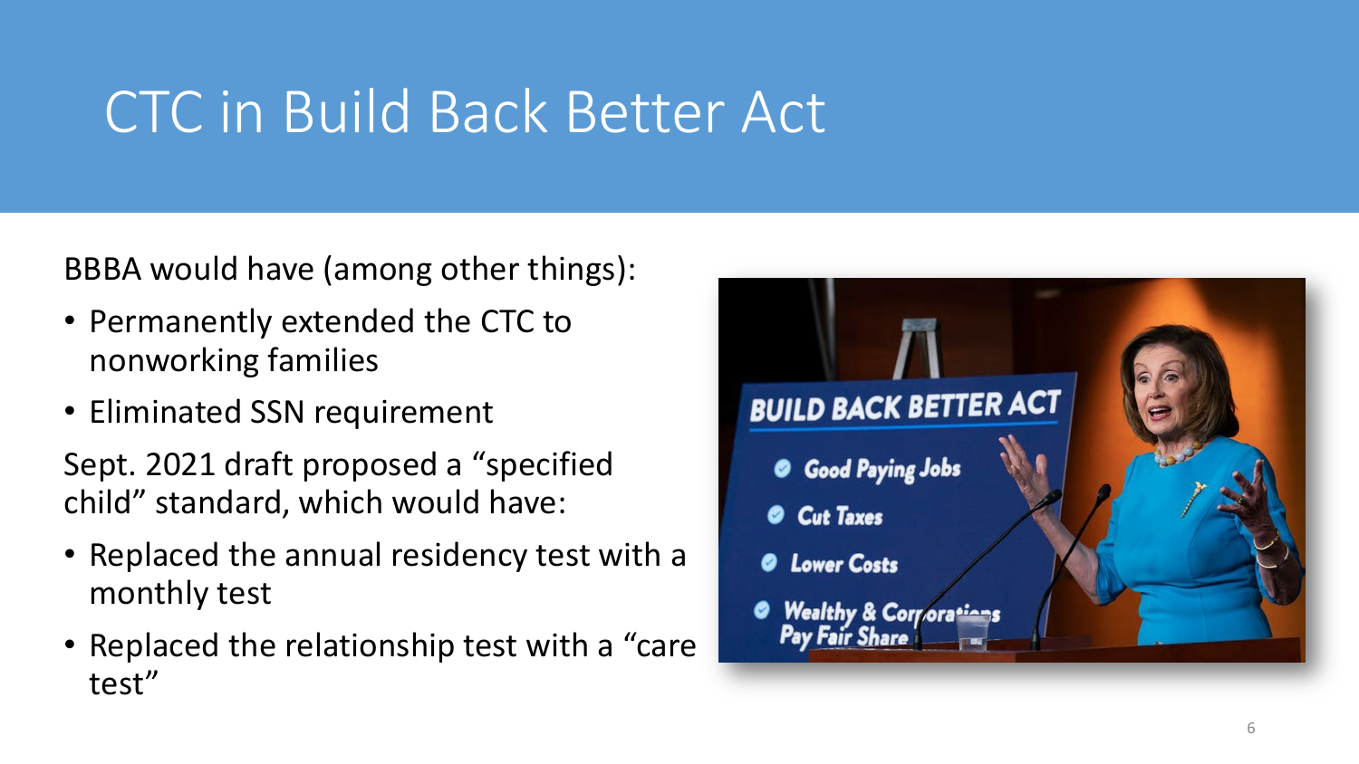# CTC in Build Back Better Act

BBBA would have (among other things):

- Permanently extended the CTC to nonworking families
- Eliminated SSN requirement

Sept. 2021 draft proposed a "specified child" standard, which would have:

- Replaced the annual residency test with a monthly test
- Replaced the relationship test with a "care test"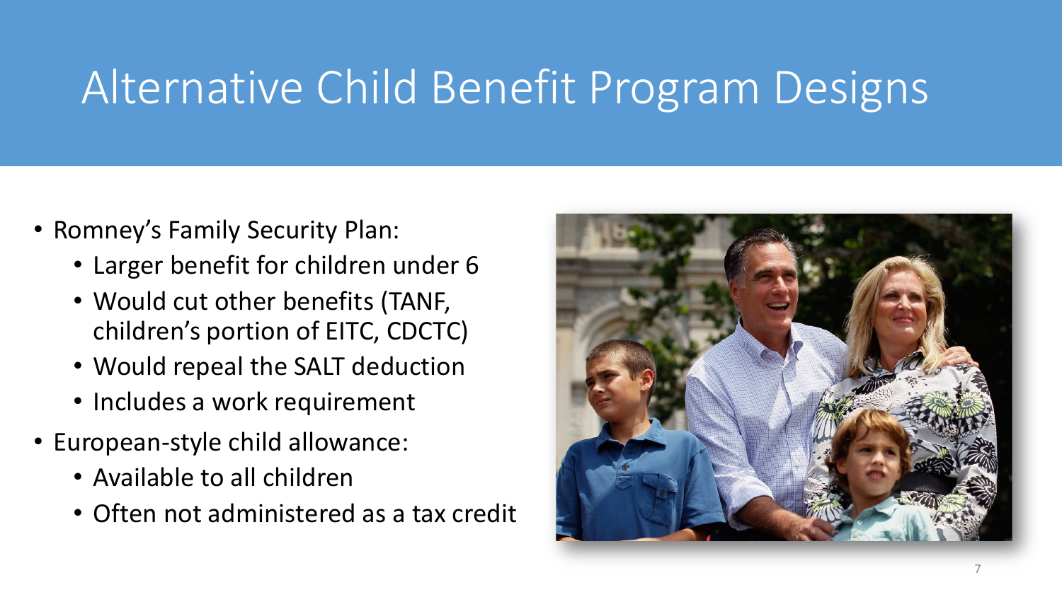# Alternative Child Benefit Program Designs

- Romney's Family Security Plan:
  - Larger benefit for children under 6
  - Would cut other benefits (TANF, children's portion of EITC, CDCTC)
  - Would repeal the SALT deduction
  - Includes a work requirement
- European-style child allowance:
  - Available to all children
  - Often not administered as a tax credit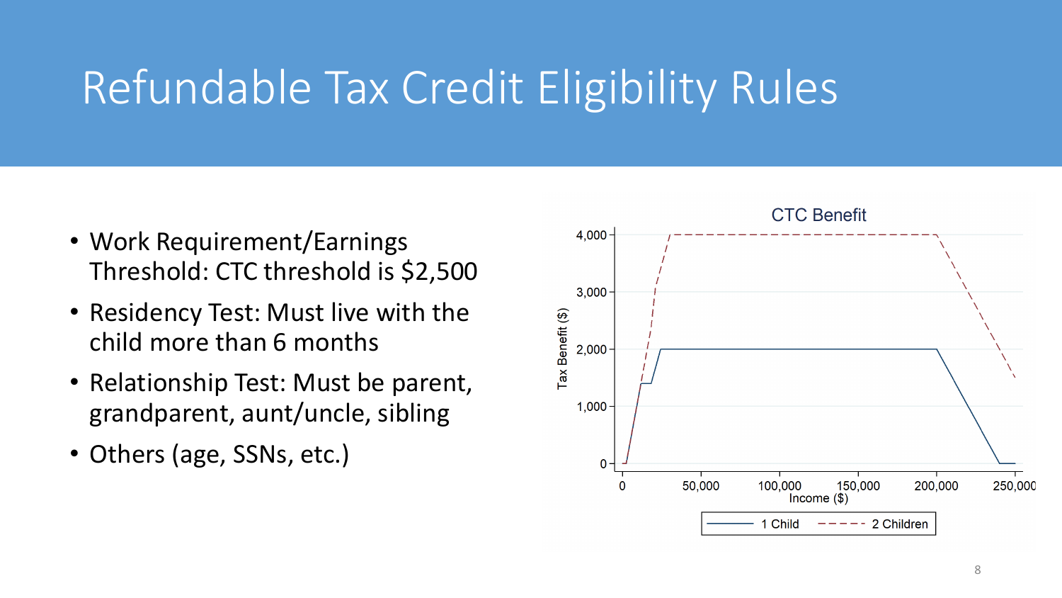# Refundable Tax Credit Eligibility Rules

- Work Requirement/Earnings Threshold: CTC threshold is $2,500
- Residency Test: Must live with the child more than 6 months
- Relationship Test: Must be parent, grandparent, aunt/uncle, sibling
- Others (age, SSNs, etc.)

CTC Benefit

Tax Benefit ($): 0, 1,000, 2,000, 3,000, 4,000

Income ($): 0, 50,000, 100,000, 150,000, 200,000, 250,000

1 Child — 2 Children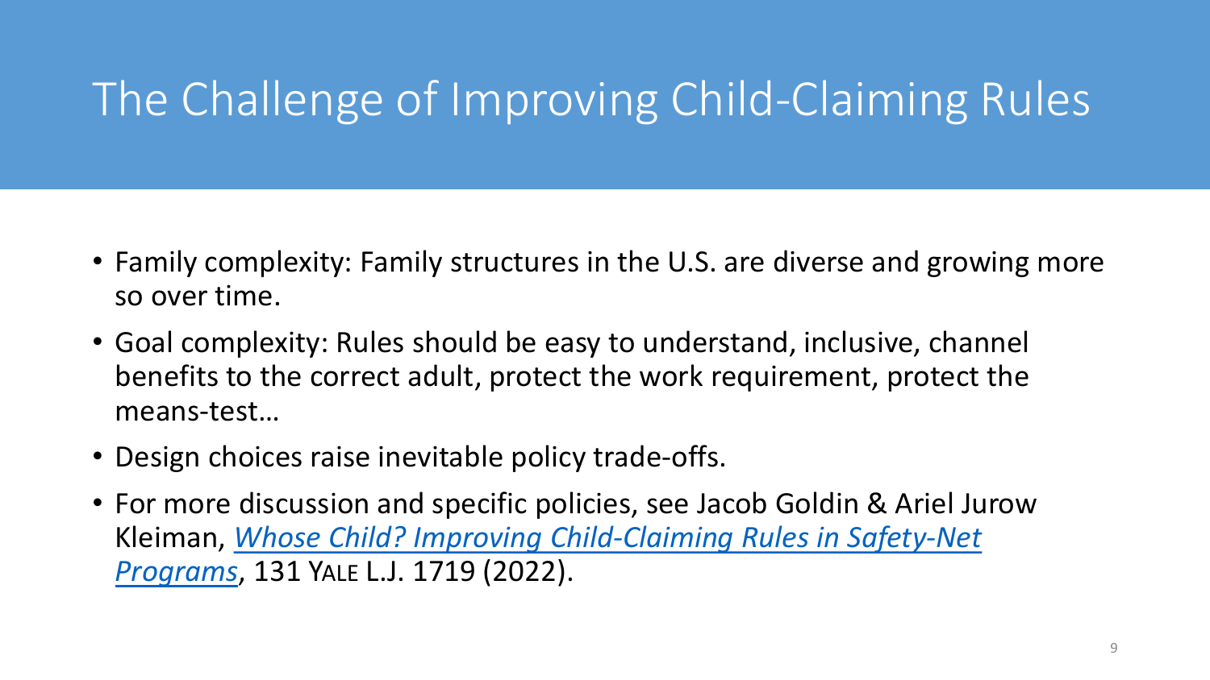# The Challenge of Improving Child-Claiming Rules

- Family complexity: Family structures in the U.S. are diverse and growing more so over time.
- Goal complexity: Rules should be easy to understand, inclusive, channel benefits to the correct adult, protect the work requirement, protect the means-test…
- Design choices raise inevitable policy trade-offs.
- For more discussion and specific policies, see Jacob Goldin & Ariel Jurow Kleiman, *Whose Child? Improving Child-Claiming Rules in Safety-Net Programs*, 131 YALE L.J. 1719 (2022).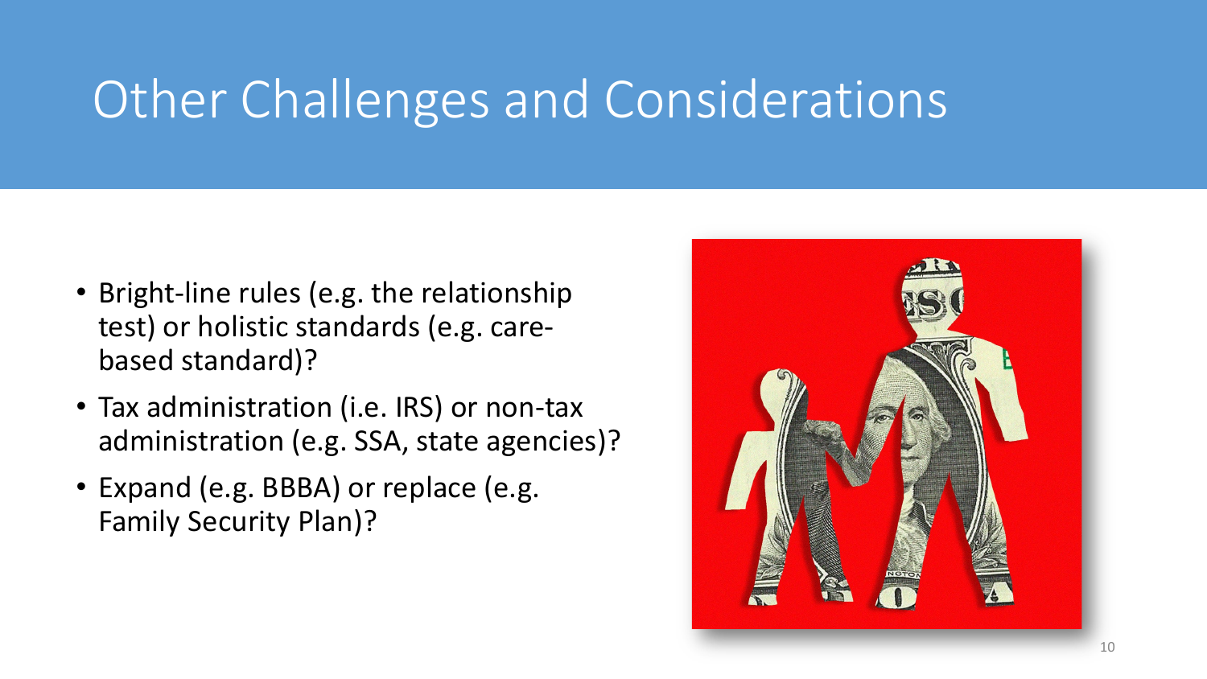# Other Challenges and Considerations

- Bright-line rules (e.g. the relationship test) or holistic standards (e.g. care-based standard)?
- Tax administration (i.e. IRS) or non-tax administration (e.g. SSA, state agencies)?
- Expand (e.g. BBBA) or replace (e.g. Family Security Plan)?